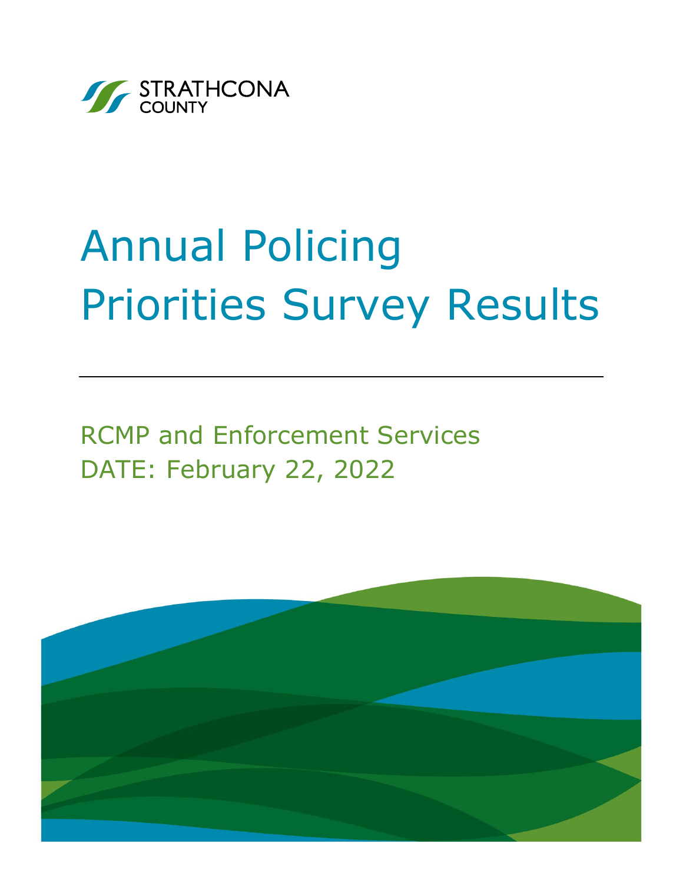STRATHCONA COUNTY

# Annual Policing Priorities Survey Results

RCMP and Enforcement Services

DATE: February 22, 2022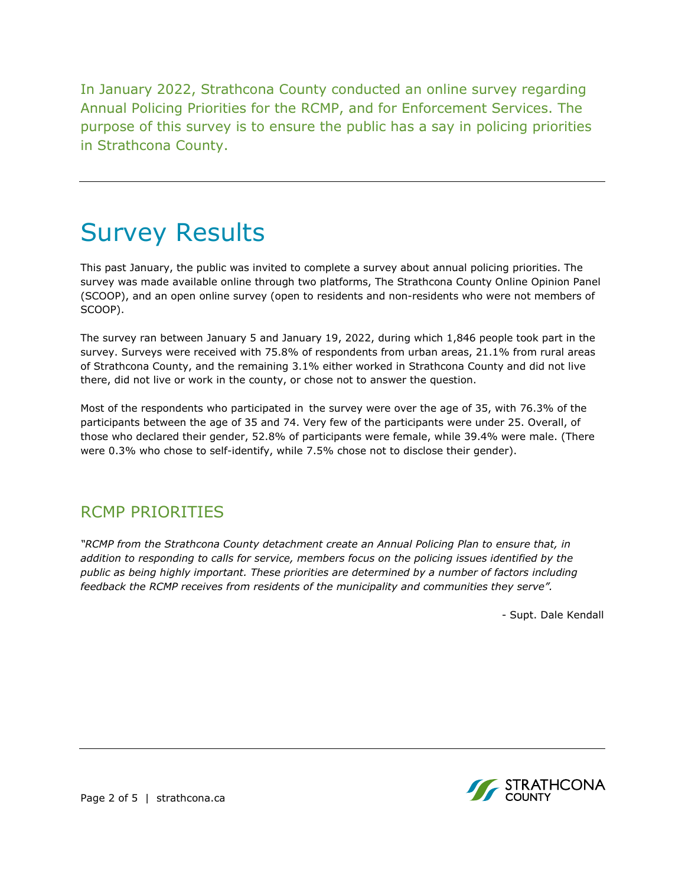In January 2022, Strathcona County conducted an online survey regarding Annual Policing Priorities for the RCMP, and for Enforcement Services. The purpose of this survey is to ensure the public has a say in policing priorities in Strathcona County.

---

# Survey Results

This past January, the public was invited to complete a survey about annual policing priorities. The survey was made available online through two platforms, The Strathcona County Online Opinion Panel (SCOOP), and an open online survey (open to residents and non-residents who were not members of SCOOP).

The survey ran between January 5 and January 19, 2022, during which 1,846 people took part in the survey. Surveys were received with 75.8% of respondents from urban areas, 21.1% from rural areas of Strathcona County, and the remaining 3.1% either worked in Strathcona County and did not live there, did not live or work in the county, or chose not to answer the question.

Most of the respondents who participated in the survey were over the age of 35, with 76.3% of the participants between the age of 35 and 74. Very few of the participants were under 25. Overall, of those who declared their gender, 52.8% of participants were female, while 39.4% were male. (There were 0.3% who chose to self-identify, while 7.5% chose not to disclose their gender).

## RCMP PRIORITIES

*"RCMP from the Strathcona County detachment create an Annual Policing Plan to ensure that, in addition to responding to calls for service, members focus on the policing issues identified by the public as being highly important. These priorities are determined by a number of factors including feedback the RCMP receives from residents of the municipality and communities they serve".*

- Supt. Dale Kendall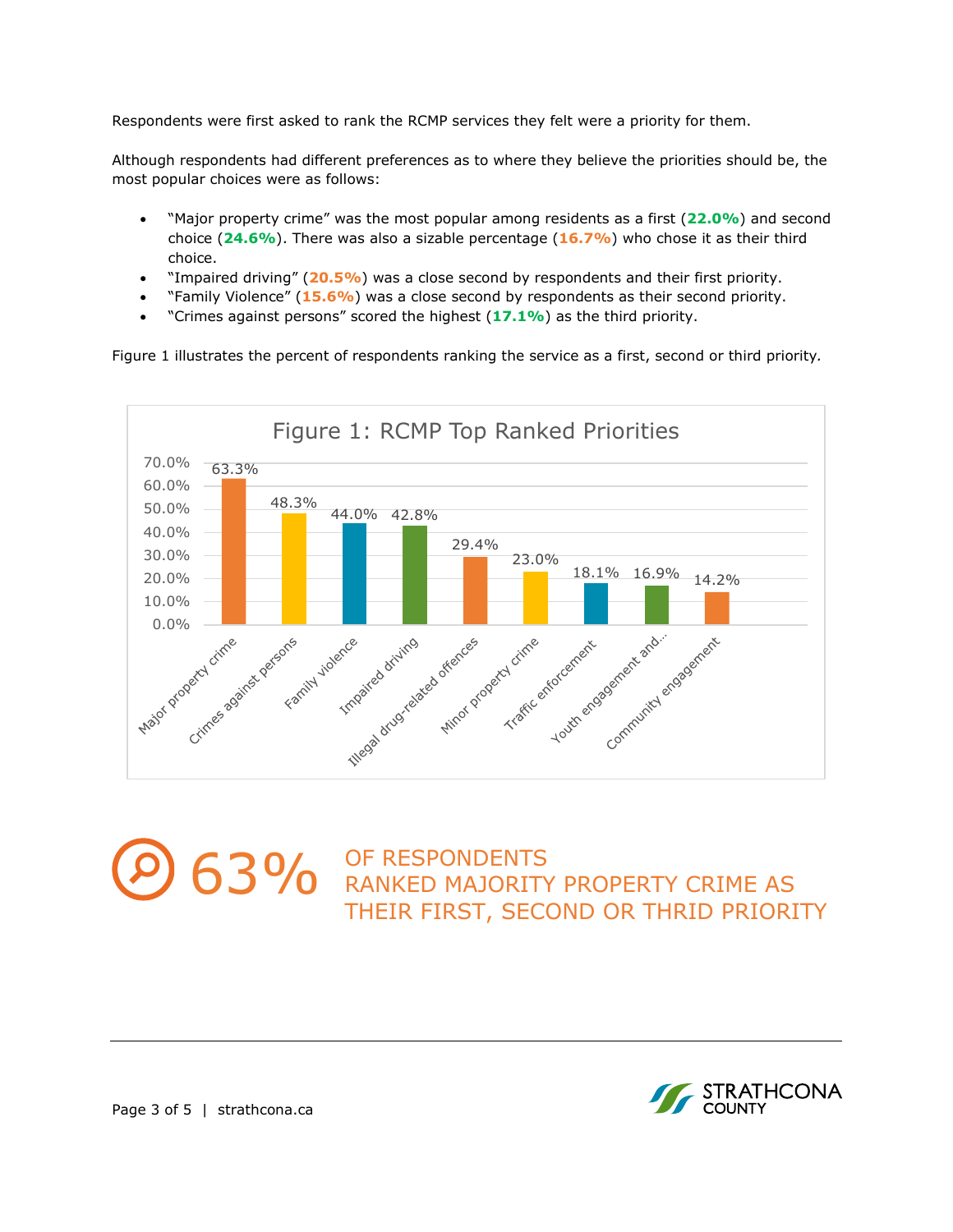Respondents were first asked to rank the RCMP services they felt were a priority for them.

Although respondents had different preferences as to where they believe the priorities should be, the most popular choices were as follows:

- "Major property crime" was the most popular among residents as a first (**22.0%**) and second choice (**24.6%**). There was also a sizable percentage (**16.7%**) who chose it as their third choice.
- "Impaired driving" (**20.5%**) was a close second by respondents and their first priority.
- "Family Violence" (**15.6%**) was a close second by respondents as their second priority.
- "Crimes against persons" scored the highest (**17.1%**) as the third priority.

Figure 1 illustrates the percent of respondents ranking the service as a first, second or third priority.

**Figure 1: RCMP Top Ranked Priorities**

| Service | Percent |
|---|---|
| Major property crime | 63.3% |
| Crimes against persons | 48.3% |
| Family violence | 44.0% |
| Impaired driving | 42.8% |
| Illegal drug-related offences | 29.4% |
| Minor property crime | 23.0% |
| Traffic enforcement | 18.1% |
| Youth engagement and... | 16.9% |
| Community engagement | 14.2% |

**63%** OF RESPONDENTS RANKED MAJORITY PROPERTY CRIME AS THEIR FIRST, SECOND OR THRID PRIORITY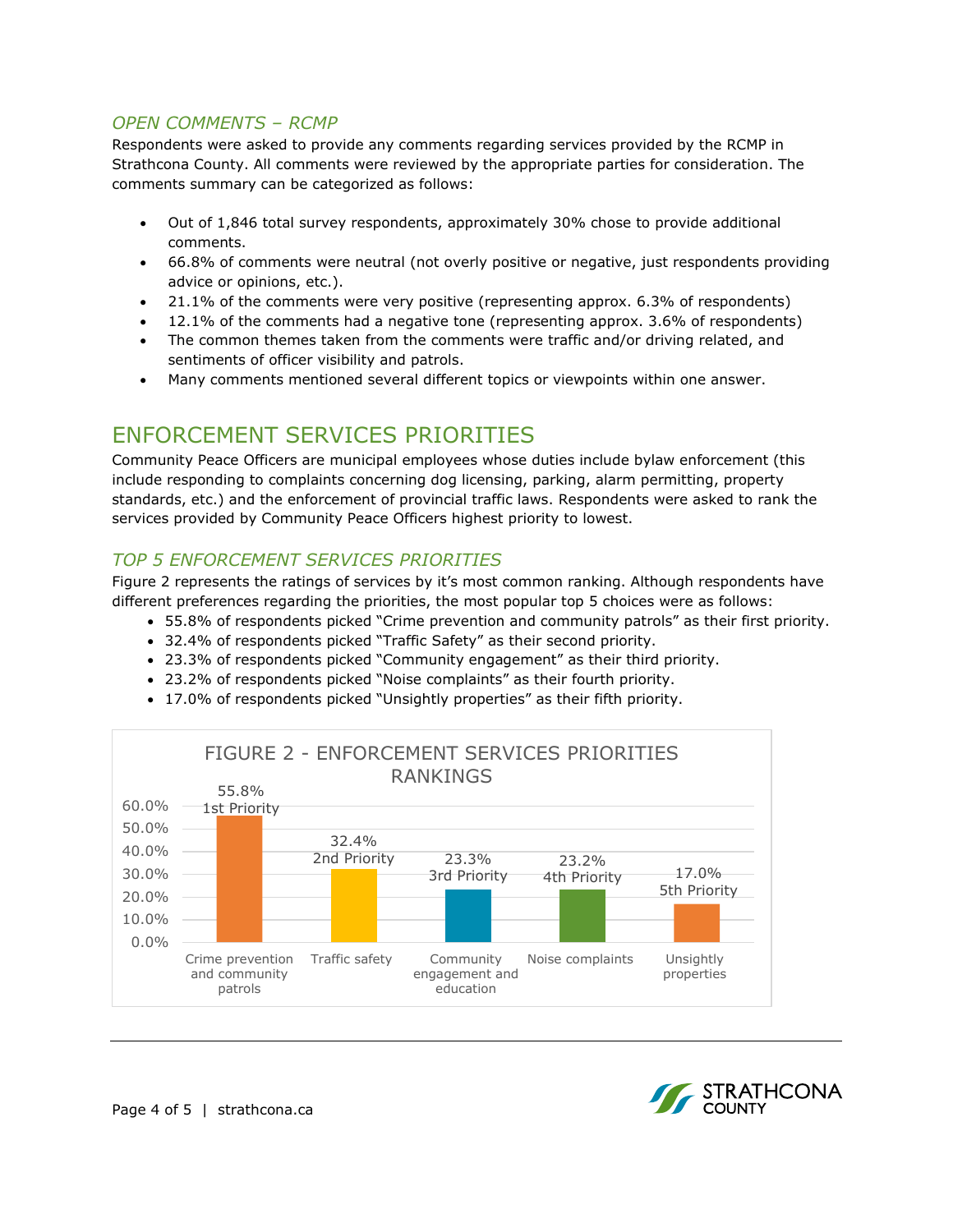### *OPEN COMMENTS – RCMP*

Respondents were asked to provide any comments regarding services provided by the RCMP in Strathcona County. All comments were reviewed by the appropriate parties for consideration. The comments summary can be categorized as follows:

- Out of 1,846 total survey respondents, approximately 30% chose to provide additional comments.
- 66.8% of comments were neutral (not overly positive or negative, just respondents providing advice or opinions, etc.).
- 21.1% of the comments were very positive (representing approx. 6.3% of respondents)
- 12.1% of the comments had a negative tone (representing approx. 3.6% of respondents)
- The common themes taken from the comments were traffic and/or driving related, and sentiments of officer visibility and patrols.
- Many comments mentioned several different topics or viewpoints within one answer.

## ENFORCEMENT SERVICES PRIORITIES

Community Peace Officers are municipal employees whose duties include bylaw enforcement (this include responding to complaints concerning dog licensing, parking, alarm permitting, property standards, etc.) and the enforcement of provincial traffic laws. Respondents were asked to rank the services provided by Community Peace Officers highest priority to lowest.

### *TOP 5 ENFORCEMENT SERVICES PRIORITIES*

Figure 2 represents the ratings of services by it's most common ranking. Although respondents have different preferences regarding the priorities, the most popular top 5 choices were as follows:

- 55.8% of respondents picked "Crime prevention and community patrols" as their first priority.
- 32.4% of respondents picked "Traffic Safety" as their second priority.
- 23.3% of respondents picked "Community engagement" as their third priority.
- 23.2% of respondents picked "Noise complaints" as their fourth priority.
- 17.0% of respondents picked "Unsightly properties" as their fifth priority.

FIGURE 2 - ENFORCEMENT SERVICES PRIORITIES RANKINGS

| Service | Priority | Percentage |
|---|---|---|
| Crime prevention and community patrols | 1st Priority | 55.8% |
| Traffic safety | 2nd Priority | 32.4% |
| Community engagement and education | 3rd Priority | 23.3% |
| Noise complaints | 4th Priority | 23.2% |
| Unsightly properties | 5th Priority | 17.0% |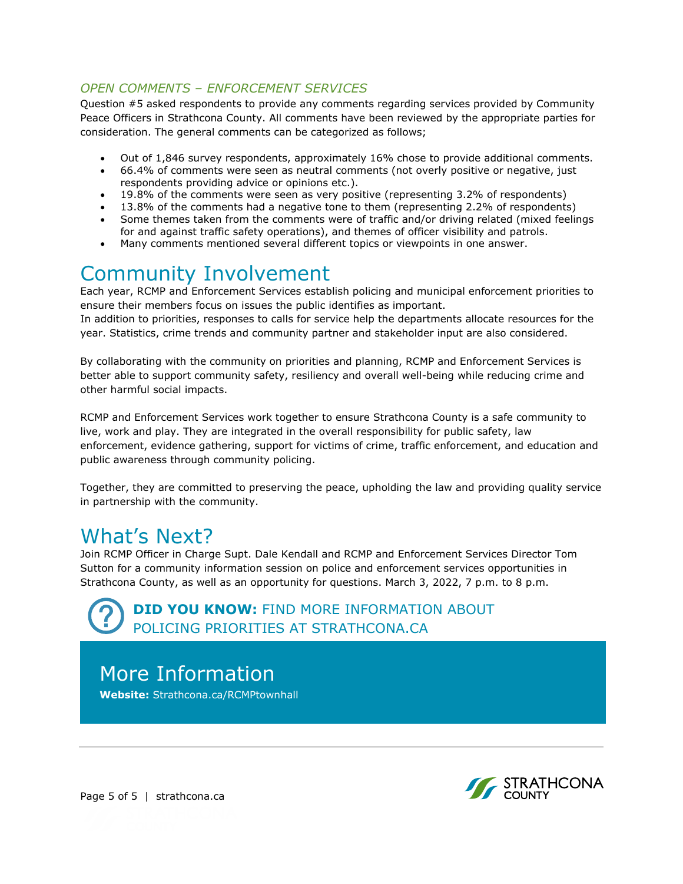### *OPEN COMMENTS – ENFORCEMENT SERVICES*

Question #5 asked respondents to provide any comments regarding services provided by Community Peace Officers in Strathcona County. All comments have been reviewed by the appropriate parties for consideration. The general comments can be categorized as follows;

- Out of 1,846 survey respondents, approximately 16% chose to provide additional comments.
- 66.4% of comments were seen as neutral comments (not overly positive or negative, just respondents providing advice or opinions etc.).
- 19.8% of the comments were seen as very positive (representing 3.2% of respondents)
- 13.8% of the comments had a negative tone to them (representing 2.2% of respondents)
- Some themes taken from the comments were of traffic and/or driving related (mixed feelings for and against traffic safety operations), and themes of officer visibility and patrols.
- Many comments mentioned several different topics or viewpoints in one answer.

# Community Involvement

Each year, RCMP and Enforcement Services establish policing and municipal enforcement priorities to ensure their members focus on issues the public identifies as important.
In addition to priorities, responses to calls for service help the departments allocate resources for the year. Statistics, crime trends and community partner and stakeholder input are also considered.

By collaborating with the community on priorities and planning, RCMP and Enforcement Services is better able to support community safety, resiliency and overall well-being while reducing crime and other harmful social impacts.

RCMP and Enforcement Services work together to ensure Strathcona County is a safe community to live, work and play. They are integrated in the overall responsibility for public safety, law enforcement, evidence gathering, support for victims of crime, traffic enforcement, and education and public awareness through community policing.

Together, they are committed to preserving the peace, upholding the law and providing quality service in partnership with the community.

# What's Next?

Join RCMP Officer in Charge Supt. Dale Kendall and RCMP and Enforcement Services Director Tom Sutton for a community information session on police and enforcement services opportunities in Strathcona County, as well as an opportunity for questions. March 3, 2022, 7 p.m. to 8 p.m.

**DID YOU KNOW:** FIND MORE INFORMATION ABOUT POLICING PRIORITIES AT STRATHCONA.CA

# More Information

**Website:** Strathcona.ca/RCMPtownhall